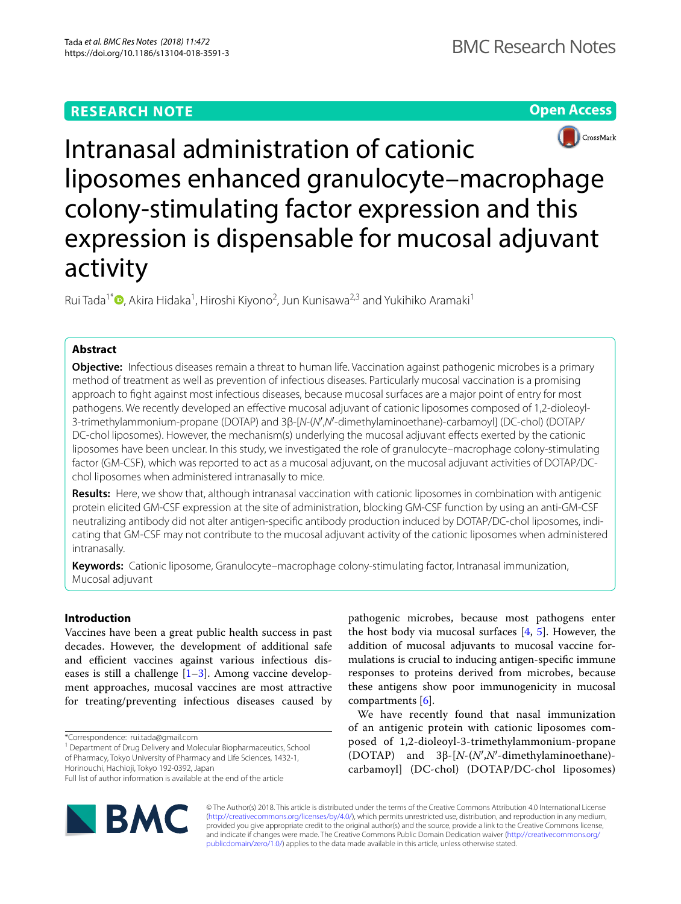RESEARCH NOTE

Open Access

# Intranasal administration of cationic liposomes enhanced granulocyte–macrophage colony-stimulating factor expression and this expression is dispensable for mucosal adjuvant activity

Rui Tada[1*], Akira Hidaka[1], Hiroshi Kiyono[2], Jun Kunisawa[2,3] and Yukihiko Aramaki[1]

## Abstract

**Objective:** Infectious diseases remain a threat to human life. Vaccination against pathogenic microbes is a primary method of treatment as well as prevention of infectious diseases. Particularly mucosal vaccination is a promising approach to fight against most infectious diseases, because mucosal surfaces are a major point of entry for most pathogens. We recently developed an effective mucosal adjuvant of cationic liposomes composed of 1,2-dioleoyl-3-trimethylammonium-propane (DOTAP) and 3β-[*N*-(*N*′,*N*′-dimethylaminoethane)-carbamoyl] (DC-chol) (DOTAP/DC-chol liposomes). However, the mechanism(s) underlying the mucosal adjuvant effects exerted by the cationic liposomes have been unclear. In this study, we investigated the role of granulocyte–macrophage colony-stimulating factor (GM-CSF), which was reported to act as a mucosal adjuvant, on the mucosal adjuvant activities of DOTAP/DC-chol liposomes when administered intranasally to mice.

**Results:** Here, we show that, although intranasal vaccination with cationic liposomes in combination with antigenic protein elicited GM-CSF expression at the site of administration, blocking GM-CSF function by using an anti-GM-CSF neutralizing antibody did not alter antigen-specific antibody production induced by DOTAP/DC-chol liposomes, indicating that GM-CSF may not contribute to the mucosal adjuvant activity of the cationic liposomes when administered intranasally.

**Keywords:** Cationic liposome, Granulocyte–macrophage colony-stimulating factor, Intranasal immunization, Mucosal adjuvant

## Introduction

Vaccines have been a great public health success in past decades. However, the development of additional safe and efficient vaccines against various infectious diseases is still a challenge [1–3]. Among vaccine development approaches, mucosal vaccines are most attractive for treating/preventing infectious diseases caused by pathogenic microbes, because most pathogens enter the host body via mucosal surfaces [4, 5]. However, the addition of mucosal adjuvants to mucosal vaccine formulations is crucial to inducing antigen-specific immune responses to proteins derived from microbes, because these antigens show poor immunogenicity in mucosal compartments [6].

We have recently found that nasal immunization of an antigenic protein with cationic liposomes composed of 1,2-dioleoyl-3-trimethylammonium-propane (DOTAP) and 3β-[*N*-(*N*′,*N*′-dimethylaminoethane)-carbamoyl] (DC-chol) (DOTAP/DC-chol liposomes)

*Correspondence: rui.tada@gmail.com

[1] Department of Drug Delivery and Molecular Biopharmaceutics, School of Pharmacy, Tokyo University of Pharmacy and Life Sciences, 1432-1, Horinouchi, Hachioji, Tokyo 192-0392, Japan

Full list of author information is available at the end of the article

© The Author(s) 2018. This article is distributed under the terms of the Creative Commons Attribution 4.0 International License (http://creativecommons.org/licenses/by/4.0/), which permits unrestricted use, distribution, and reproduction in any medium, provided you give appropriate credit to the original author(s) and the source, provide a link to the Creative Commons license, and indicate if changes were made. The Creative Commons Public Domain Dedication waiver (http://creativecommons.org/publicdomain/zero/1.0/) applies to the data made available in this article, unless otherwise stated.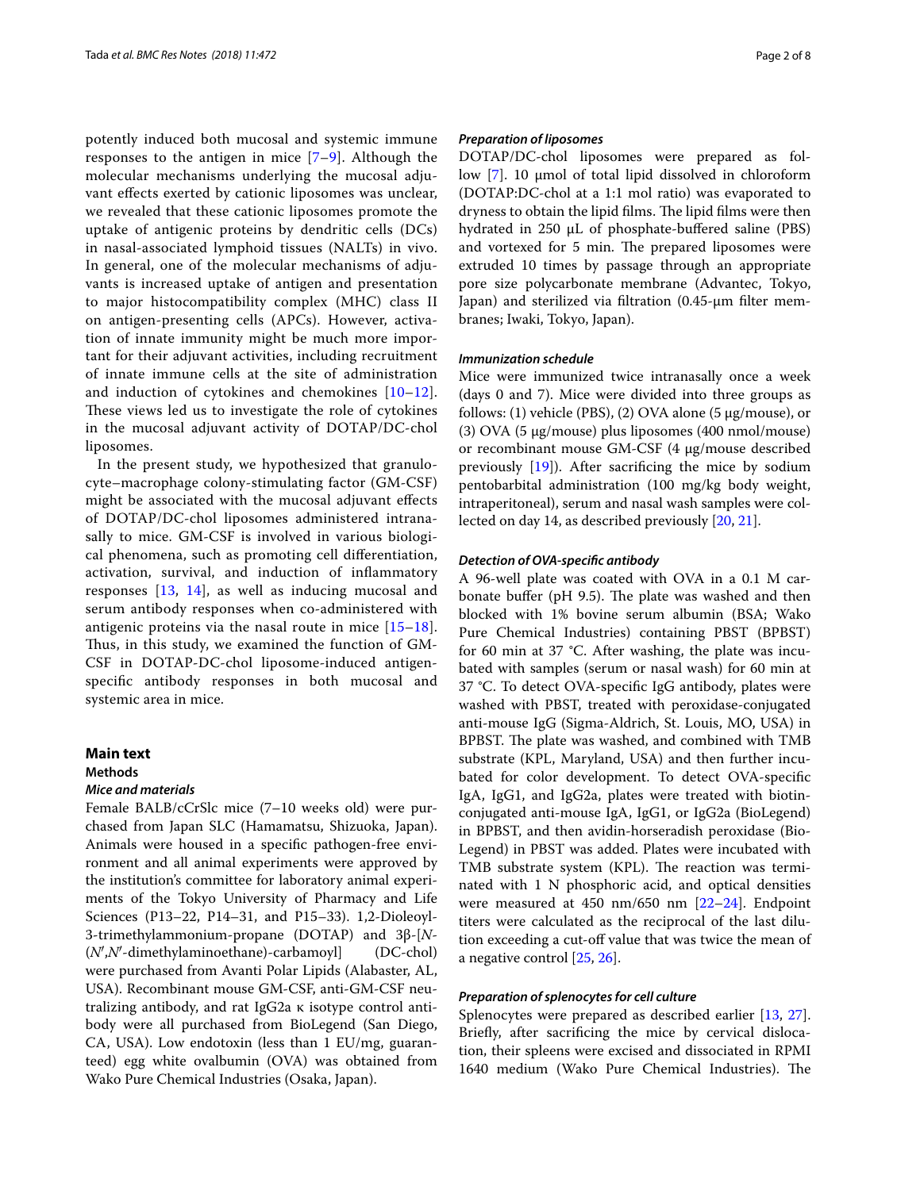potently induced both mucosal and systemic immune responses to the antigen in mice [7–9]. Although the molecular mechanisms underlying the mucosal adjuvant effects exerted by cationic liposomes was unclear, we revealed that these cationic liposomes promote the uptake of antigenic proteins by dendritic cells (DCs) in nasal-associated lymphoid tissues (NALTs) in vivo. In general, one of the molecular mechanisms of adjuvants is increased uptake of antigen and presentation to major histocompatibility complex (MHC) class II on antigen-presenting cells (APCs). However, activation of innate immunity might be much more important for their adjuvant activities, including recruitment of innate immune cells at the site of administration and induction of cytokines and chemokines [10–12]. These views led us to investigate the role of cytokines in the mucosal adjuvant activity of DOTAP/DC-chol liposomes.

In the present study, we hypothesized that granulocyte–macrophage colony-stimulating factor (GM-CSF) might be associated with the mucosal adjuvant effects of DOTAP/DC-chol liposomes administered intranasally to mice. GM-CSF is involved in various biological phenomena, such as promoting cell differentiation, activation, survival, and induction of inflammatory responses [13, 14], as well as inducing mucosal and serum antibody responses when co-administered with antigenic proteins via the nasal route in mice [15–18]. Thus, in this study, we examined the function of GM-CSF in DOTAP-DC-chol liposome-induced antigen-specific antibody responses in both mucosal and systemic area in mice.

## Main text

### Methods

#### *Mice and materials*

Female BALB/cCrSlc mice (7–10 weeks old) were purchased from Japan SLC (Hamamatsu, Shizuoka, Japan). Animals were housed in a specific pathogen-free environment and all animal experiments were approved by the institution's committee for laboratory animal experiments of the Tokyo University of Pharmacy and Life Sciences (P13–22, P14–31, and P15–33). 1,2-Dioleoyl-3-trimethylammonium-propane (DOTAP) and 3β-[*N*-(*N*′,*N*′-dimethylaminoethane)-carbamoyl] (DC-chol) were purchased from Avanti Polar Lipids (Alabaster, AL, USA). Recombinant mouse GM-CSF, anti-GM-CSF neutralizing antibody, and rat IgG2a κ isotype control antibody were all purchased from BioLegend (San Diego, CA, USA). Low endotoxin (less than 1 EU/mg, guaranteed) egg white ovalbumin (OVA) was obtained from Wako Pure Chemical Industries (Osaka, Japan).

#### *Preparation of liposomes*

DOTAP/DC-chol liposomes were prepared as follow [7]. 10 μmol of total lipid dissolved in chloroform (DOTAP:DC-chol at a 1:1 mol ratio) was evaporated to dryness to obtain the lipid films. The lipid films were then hydrated in 250 μL of phosphate-buffered saline (PBS) and vortexed for 5 min. The prepared liposomes were extruded 10 times by passage through an appropriate pore size polycarbonate membrane (Advantec, Tokyo, Japan) and sterilized via filtration (0.45-μm filter membranes; Iwaki, Tokyo, Japan).

#### *Immunization schedule*

Mice were immunized twice intranasally once a week (days 0 and 7). Mice were divided into three groups as follows: (1) vehicle (PBS), (2) OVA alone (5 μg/mouse), or (3) OVA (5 μg/mouse) plus liposomes (400 nmol/mouse) or recombinant mouse GM-CSF (4 μg/mouse described previously [19]). After sacrificing the mice by sodium pentobarbital administration (100 mg/kg body weight, intraperitoneal), serum and nasal wash samples were collected on day 14, as described previously [20, 21].

#### *Detection of OVA-specific antibody*

A 96-well plate was coated with OVA in a 0.1 M carbonate buffer (pH 9.5). The plate was washed and then blocked with 1% bovine serum albumin (BSA; Wako Pure Chemical Industries) containing PBST (BPBST) for 60 min at 37 °C. After washing, the plate was incubated with samples (serum or nasal wash) for 60 min at 37 °C. To detect OVA-specific IgG antibody, plates were washed with PBST, treated with peroxidase-conjugated anti-mouse IgG (Sigma-Aldrich, St. Louis, MO, USA) in BPBST. The plate was washed, and combined with TMB substrate (KPL, Maryland, USA) and then further incubated for color development. To detect OVA-specific IgA, IgG1, and IgG2a, plates were treated with biotin-conjugated anti-mouse IgA, IgG1, or IgG2a (BioLegend) in BPBST, and then avidin-horseradish peroxidase (BioLegend) in PBST was added. Plates were incubated with TMB substrate system (KPL). The reaction was terminated with 1 N phosphoric acid, and optical densities were measured at 450 nm/650 nm [22–24]. Endpoint titers were calculated as the reciprocal of the last dilution exceeding a cut-off value that was twice the mean of a negative control [25, 26].

#### *Preparation of splenocytes for cell culture*

Splenocytes were prepared as described earlier [13, 27]. Briefly, after sacrificing the mice by cervical dislocation, their spleens were excised and dissociated in RPMI 1640 medium (Wako Pure Chemical Industries). The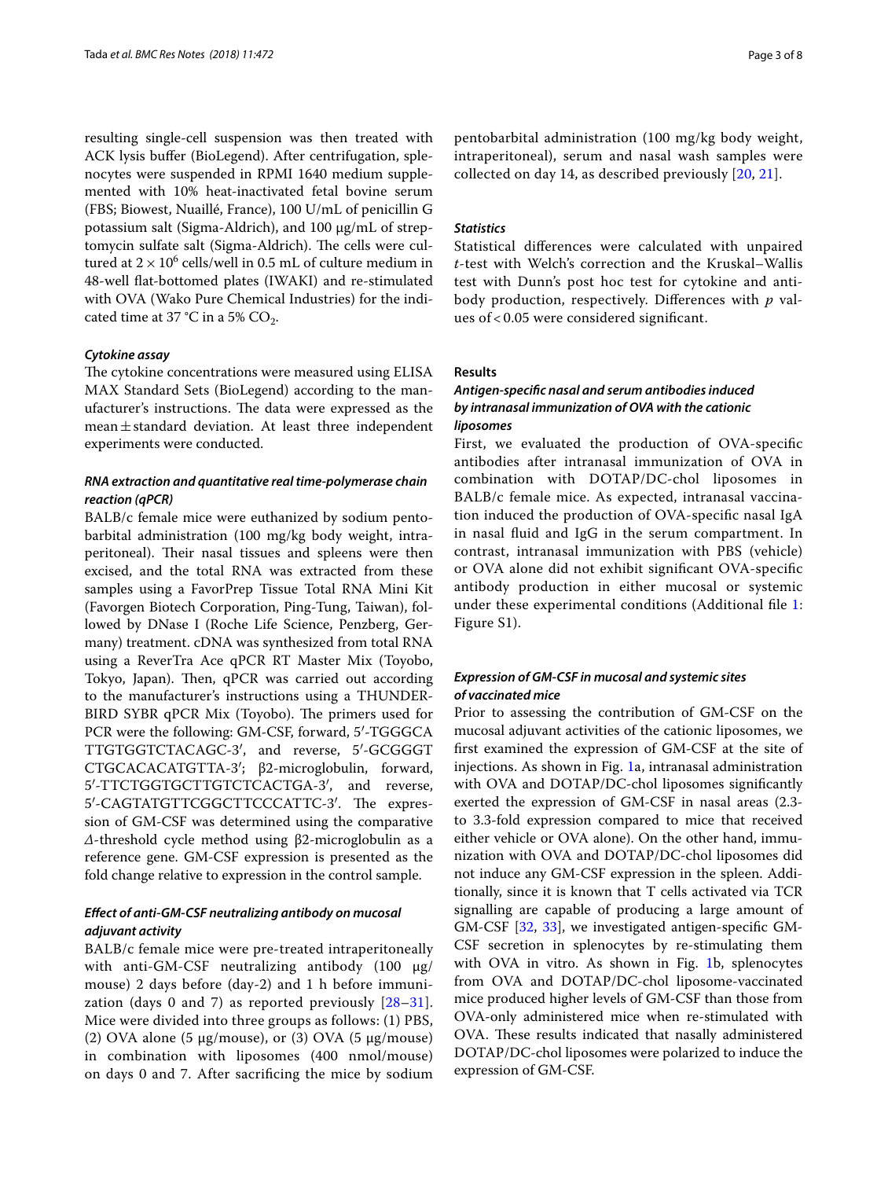resulting single-cell suspension was then treated with ACK lysis buffer (BioLegend). After centrifugation, splenocytes were suspended in RPMI 1640 medium supplemented with 10% heat-inactivated fetal bovine serum (FBS; Biowest, Nuaillé, France), 100 U/mL of penicillin G potassium salt (Sigma-Aldrich), and 100 μg/mL of streptomycin sulfate salt (Sigma-Aldrich). The cells were cultured at $2 \times 10^6$ cells/well in 0.5 mL of culture medium in 48-well flat-bottomed plates (IWAKI) and re-stimulated with OVA (Wako Pure Chemical Industries) for the indicated time at 37 °C in a 5% $CO_2$.

### *Cytokine assay*

The cytokine concentrations were measured using ELISA MAX Standard Sets (BioLegend) according to the manufacturer's instructions. The data were expressed as the mean ± standard deviation. At least three independent experiments were conducted.

### *RNA extraction and quantitative real time-polymerase chain reaction (qPCR)*

BALB/c female mice were euthanized by sodium pentobarbital administration (100 mg/kg body weight, intraperitoneal). Their nasal tissues and spleens were then excised, and the total RNA was extracted from these samples using a FavorPrep Tissue Total RNA Mini Kit (Favorgen Biotech Corporation, Ping-Tung, Taiwan), followed by DNase I (Roche Life Science, Penzberg, Germany) treatment. cDNA was synthesized from total RNA using a ReverTra Ace qPCR RT Master Mix (Toyobo, Tokyo, Japan). Then, qPCR was carried out according to the manufacturer's instructions using a THUNDERBIRD SYBR qPCR Mix (Toyobo). The primers used for PCR were the following: GM-CSF, forward, 5′-TGGGCATTGTGGTCTACAGC-3′, and reverse, 5′-GCGGGTCTGCACACATGTTA-3′; β2-microglobulin, forward, 5′-TTCTGGTGCTTGTCTCACTGA-3′, and reverse, 5′-CAGTATGTTCGGCTTCCCATTC-3′. The expression of GM-CSF was determined using the comparative $\Delta$-threshold cycle method using β2-microglobulin as a reference gene. GM-CSF expression is presented as the fold change relative to expression in the control sample.

### *Effect of anti-GM-CSF neutralizing antibody on mucosal adjuvant activity*

BALB/c female mice were pre-treated intraperitoneally with anti-GM-CSF neutralizing antibody (100 μg/mouse) 2 days before (day-2) and 1 h before immunization (days 0 and 7) as reported previously [28–31]. Mice were divided into three groups as follows: (1) PBS, (2) OVA alone (5 μg/mouse), or (3) OVA (5 μg/mouse) in combination with liposomes (400 nmol/mouse) on days 0 and 7. After sacrificing the mice by sodium pentobarbital administration (100 mg/kg body weight, intraperitoneal), serum and nasal wash samples were collected on day 14, as described previously [20, 21].

### *Statistics*

Statistical differences were calculated with unpaired *t*-test with Welch's correction and the Kruskal–Wallis test with Dunn's post hoc test for cytokine and antibody production, respectively. Differences with *p* values of $< 0.05$ were considered significant.

## Results

### *Antigen-specific nasal and serum antibodies induced by intranasal immunization of OVA with the cationic liposomes*

First, we evaluated the production of OVA-specific antibodies after intranasal immunization of OVA in combination with DOTAP/DC-chol liposomes in BALB/c female mice. As expected, intranasal vaccination induced the production of OVA-specific nasal IgA in nasal fluid and IgG in the serum compartment. In contrast, intranasal immunization with PBS (vehicle) or OVA alone did not exhibit significant OVA-specific antibody production in either mucosal or systemic under these experimental conditions (Additional file 1: Figure S1).

### *Expression of GM-CSF in mucosal and systemic sites of vaccinated mice*

Prior to assessing the contribution of GM-CSF on the mucosal adjuvant activities of the cationic liposomes, we first examined the expression of GM-CSF at the site of injections. As shown in Fig. 1a, intranasal administration with OVA and DOTAP/DC-chol liposomes significantly exerted the expression of GM-CSF in nasal areas (2.3- to 3.3-fold expression compared to mice that received either vehicle or OVA alone). On the other hand, immunization with OVA and DOTAP/DC-chol liposomes did not induce any GM-CSF expression in the spleen. Additionally, since it is known that T cells activated via TCR signalling are capable of producing a large amount of GM-CSF [32, 33], we investigated antigen-specific GM-CSF secretion in splenocytes by re-stimulating them with OVA in vitro. As shown in Fig. 1b, splenocytes from OVA and DOTAP/DC-chol liposome-vaccinated mice produced higher levels of GM-CSF than those from OVA-only administered mice when re-stimulated with OVA. These results indicated that nasally administered DOTAP/DC-chol liposomes were polarized to induce the expression of GM-CSF.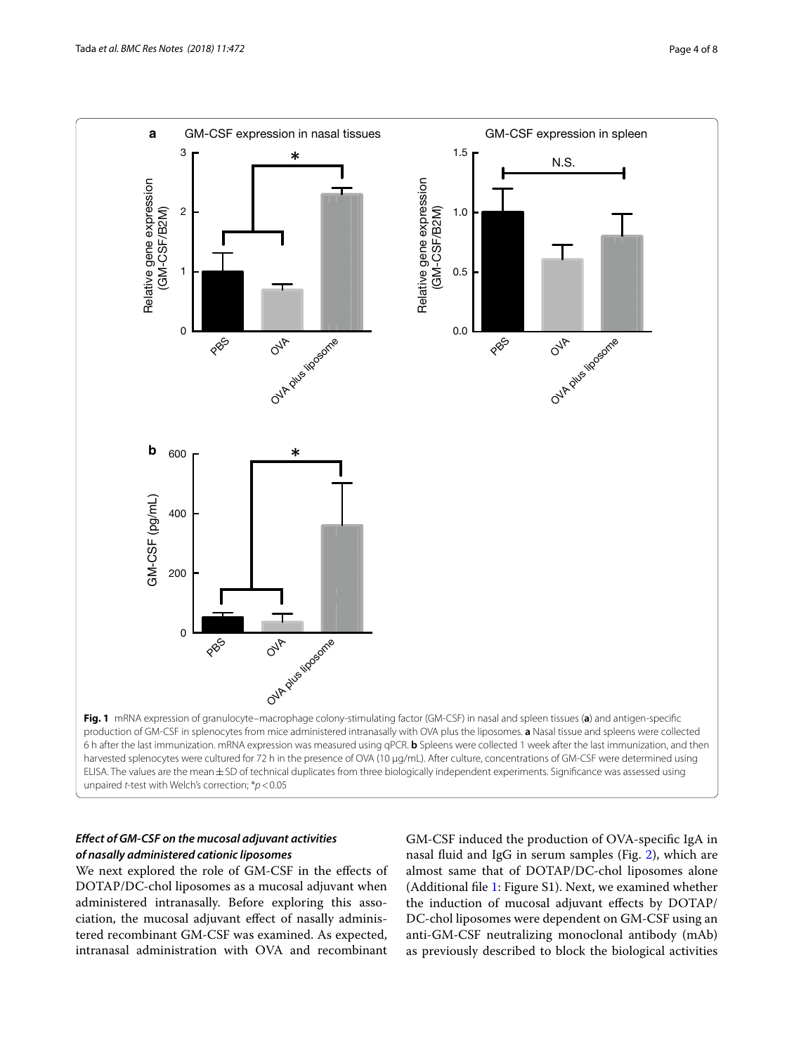**Fig. 1** mRNA expression of granulocyte–macrophage colony-stimulating factor (GM-CSF) in nasal and spleen tissues (**a**) and antigen-specific production of GM-CSF in splenocytes from mice administered intranasally with OVA plus the liposomes. **a** Nasal tissue and spleens were collected 6 h after the last immunization. mRNA expression was measured using qPCR. **b** Spleens were collected 1 week after the last immunization, and then harvested splenocytes were cultured for 72 h in the presence of OVA (10 μg/mL). After culture, concentrations of GM-CSF were determined using ELISA. The values are the mean ± SD of technical duplicates from three biologically independent experiments. Significance was assessed using unpaired *t*-test with Welch's correction; \*$p < 0.05$

### *Effect of GM-CSF on the mucosal adjuvant activities of nasally administered cationic liposomes*

We next explored the role of GM-CSF in the effects of DOTAP/DC-chol liposomes as a mucosal adjuvant when administered intranasally. Before exploring this association, the mucosal adjuvant effect of nasally administered recombinant GM-CSF was examined. As expected, intranasal administration with OVA and recombinant GM-CSF induced the production of OVA-specific IgA in nasal fluid and IgG in serum samples (Fig. 2), which are almost same that of DOTAP/DC-chol liposomes alone (Additional file 1: Figure S1). Next, we examined whether the induction of mucosal adjuvant effects by DOTAP/DC-chol liposomes were dependent on GM-CSF using an anti-GM-CSF neutralizing monoclonal antibody (mAb) as previously described to block the biological activities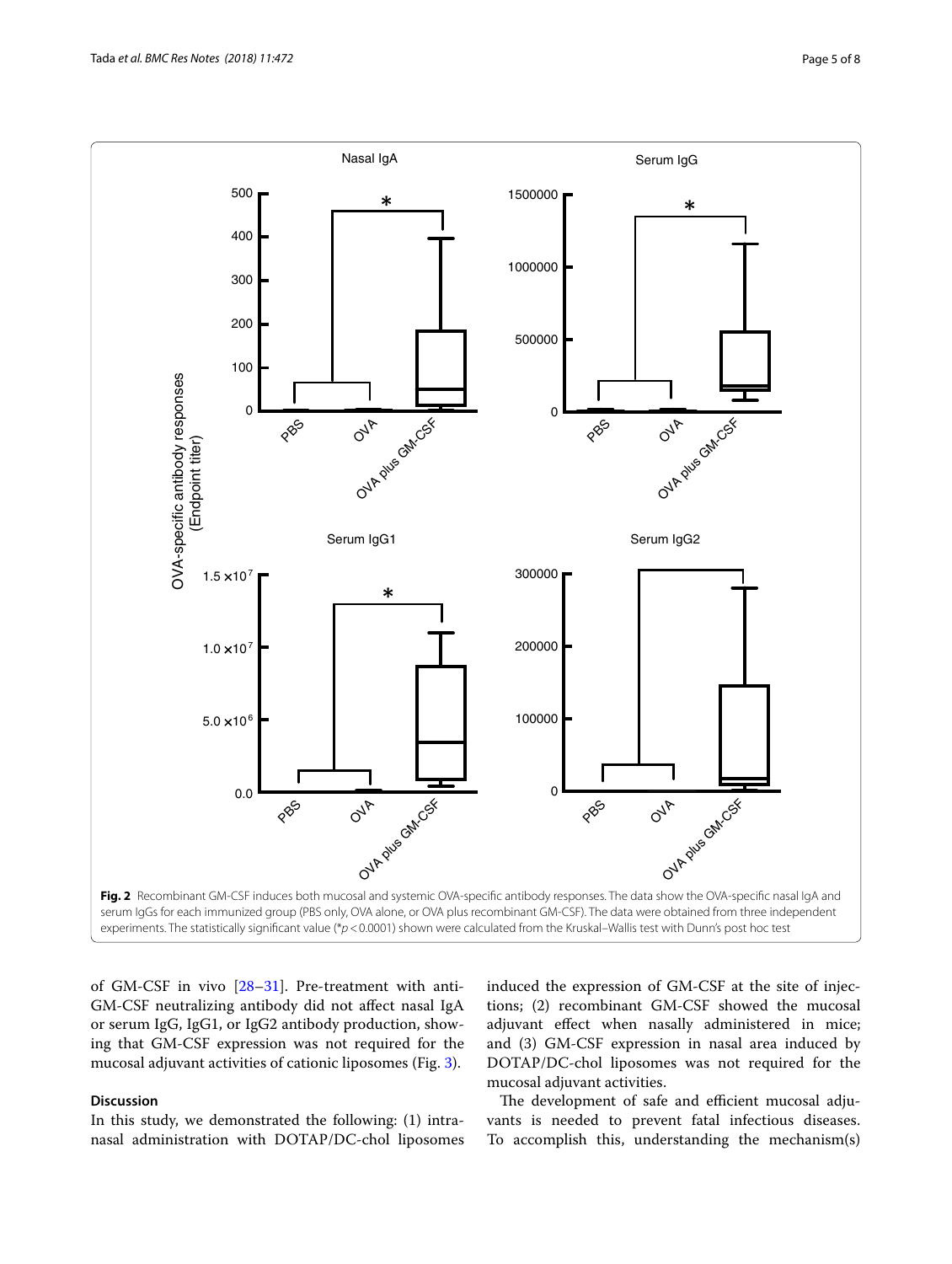**Fig. 2** Recombinant GM-CSF induces both mucosal and systemic OVA-specific antibody responses. The data show the OVA-specific nasal IgA and serum IgGs for each immunized group (PBS only, OVA alone, or OVA plus recombinant GM-CSF). The data were obtained from three independent experiments. The statistically significant value (* $p < 0.0001$) shown were calculated from the Kruskal–Wallis test with Dunn's post hoc test

of GM-CSF in vivo [28–31]. Pre-treatment with anti-GM-CSF neutralizing antibody did not affect nasal IgA or serum IgG, IgG1, or IgG2 antibody production, showing that GM-CSF expression was not required for the mucosal adjuvant activities of cationic liposomes (Fig. 3).

## Discussion

In this study, we demonstrated the following: (1) intranasal administration with DOTAP/DC-chol liposomes induced the expression of GM-CSF at the site of injections; (2) recombinant GM-CSF showed the mucosal adjuvant effect when nasally administered in mice; and (3) GM-CSF expression in nasal area induced by DOTAP/DC-chol liposomes was not required for the mucosal adjuvant activities.

The development of safe and efficient mucosal adjuvants is needed to prevent fatal infectious diseases. To accomplish this, understanding the mechanism(s)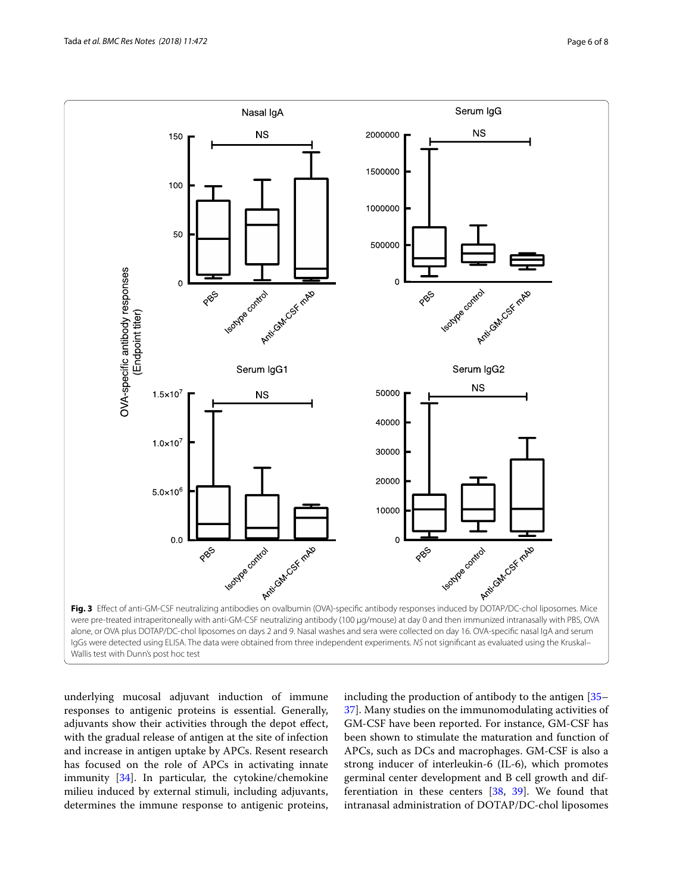**Fig. 3** Effect of anti-GM-CSF neutralizing antibodies on ovalbumin (OVA)-specific antibody responses induced by DOTAP/DC-chol liposomes. Mice were pre-treated intraperitoneally with anti-GM-CSF neutralizing antibody (100 µg/mouse) at day 0 and then immunized intranasally with PBS, OVA alone, or OVA plus DOTAP/DC-chol liposomes on days 2 and 9. Nasal washes and sera were collected on day 16. OVA-specific nasal IgA and serum IgGs were detected using ELISA. The data were obtained from three independent experiments. *NS* not significant as evaluated using the Kruskal–Wallis test with Dunn's post hoc test

underlying mucosal adjuvant induction of immune responses to antigenic proteins is essential. Generally, adjuvants show their activities through the depot effect, with the gradual release of antigen at the site of infection and increase in antigen uptake by APCs. Resent research has focused on the role of APCs in activating innate immunity [34]. In particular, the cytokine/chemokine milieu induced by external stimuli, including adjuvants, determines the immune response to antigenic proteins, including the production of antibody to the antigen [35–37]. Many studies on the immunomodulating activities of GM-CSF have been reported. For instance, GM-CSF has been shown to stimulate the maturation and function of APCs, such as DCs and macrophages. GM-CSF is also a strong inducer of interleukin-6 (IL-6), which promotes germinal center development and B cell growth and differentiation in these centers [38, 39]. We found that intranasal administration of DOTAP/DC-chol liposomes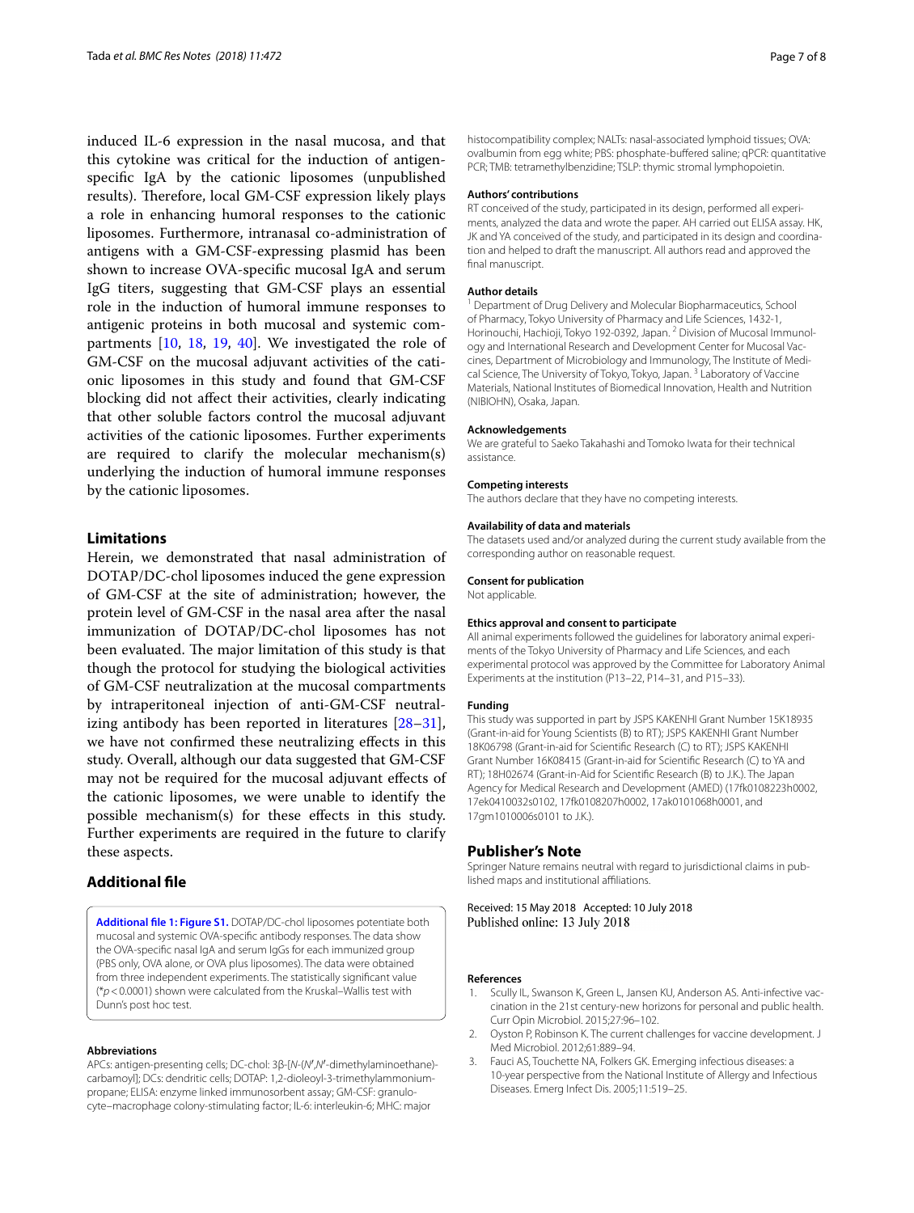induced IL-6 expression in the nasal mucosa, and that this cytokine was critical for the induction of antigen-specific IgA by the cationic liposomes (unpublished results). Therefore, local GM-CSF expression likely plays a role in enhancing humoral responses to the cationic liposomes. Furthermore, intranasal co-administration of antigens with a GM-CSF-expressing plasmid has been shown to increase OVA-specific mucosal IgA and serum IgG titers, suggesting that GM-CSF plays an essential role in the induction of humoral immune responses to antigenic proteins in both mucosal and systemic compartments [10, 18, 19, 40]. We investigated the role of GM-CSF on the mucosal adjuvant activities of the cationic liposomes in this study and found that GM-CSF blocking did not affect their activities, clearly indicating that other soluble factors control the mucosal adjuvant activities of the cationic liposomes. Further experiments are required to clarify the molecular mechanism(s) underlying the induction of humoral immune responses by the cationic liposomes.

## Limitations

Herein, we demonstrated that nasal administration of DOTAP/DC-chol liposomes induced the gene expression of GM-CSF at the site of administration; however, the protein level of GM-CSF in the nasal area after the nasal immunization of DOTAP/DC-chol liposomes has not been evaluated. The major limitation of this study is that though the protocol for studying the biological activities of GM-CSF neutralization at the mucosal compartments by intraperitoneal injection of anti-GM-CSF neutralizing antibody has been reported in literatures [28–31], we have not confirmed these neutralizing effects in this study. Overall, although our data suggested that GM-CSF may not be required for the mucosal adjuvant effects of the cationic liposomes, we were unable to identify the possible mechanism(s) for these effects in this study. Further experiments are required in the future to clarify these aspects.

## Additional file

**Additional file 1: Figure S1.** DOTAP/DC-chol liposomes potentiate both mucosal and systemic OVA-specific antibody responses. The data show the OVA-specific nasal IgA and serum IgGs for each immunized group (PBS only, OVA alone, or OVA plus liposomes). The data were obtained from three independent experiments. The statistically significant value (*$p < 0.0001$) shown were calculated from the Kruskal–Wallis test with Dunn's post hoc test.

### Abbreviations

APCs: antigen-presenting cells; DC-chol: 3β-[*N*-(*N*′,*N*′-dimethylaminoethane)-carbamoyl]; DCs: dendritic cells; DOTAP: 1,2-dioleoyl-3-trimethylammonium-propane; ELISA: enzyme linked immunosorbent assay; GM-CSF: granulocyte–macrophage colony-stimulating factor; IL-6: interleukin-6; MHC: major histocompatibility complex; NALTs: nasal-associated lymphoid tissues; OVA: ovalbumin from egg white; PBS: phosphate-buffered saline; qPCR: quantitative PCR; TMB: tetramethylbenzidine; TSLP: thymic stromal lymphopoietin.

### Authors' contributions

RT conceived of the study, participated in its design, performed all experiments, analyzed the data and wrote the paper. AH carried out ELISA assay. HK, JK and YA conceived of the study, and participated in its design and coordination and helped to draft the manuscript. All authors read and approved the final manuscript.

### Author details

[1] Department of Drug Delivery and Molecular Biopharmaceutics, School of Pharmacy, Tokyo University of Pharmacy and Life Sciences, 1432-1, Horinouchi, Hachioji, Tokyo 192-0392, Japan. [2] Division of Mucosal Immunology and International Research and Development Center for Mucosal Vaccines, Department of Microbiology and Immunology, The Institute of Medical Science, The University of Tokyo, Tokyo, Japan. [3] Laboratory of Vaccine Materials, National Institutes of Biomedical Innovation, Health and Nutrition (NIBIOHN), Osaka, Japan.

### Acknowledgements

We are grateful to Saeko Takahashi and Tomoko Iwata for their technical assistance.

### Competing interests

The authors declare that they have no competing interests.

### Availability of data and materials

The datasets used and/or analyzed during the current study available from the corresponding author on reasonable request.

### Consent for publication

Not applicable.

### Ethics approval and consent to participate

All animal experiments followed the guidelines for laboratory animal experiments of the Tokyo University of Pharmacy and Life Sciences, and each experimental protocol was approved by the Committee for Laboratory Animal Experiments at the institution (P13–22, P14–31, and P15–33).

### Funding

This study was supported in part by JSPS KAKENHI Grant Number 15K18935 (Grant-in-aid for Young Scientists (B) to RT); JSPS KAKENHI Grant Number 18K06798 (Grant-in-aid for Scientific Research (C) to RT); JSPS KAKENHI Grant Number 16K08415 (Grant-in-aid for Scientific Research (C) to YA and RT); 18H02674 (Grant-in-Aid for Scientific Research (B) to J.K.). The Japan Agency for Medical Research and Development (AMED) (17fk0108223h0002, 17ek0410032s0102, 17fk0108207h0002, 17ak0101068h0001, and 17gm1010006s0101 to J.K.).

## Publisher's Note

Springer Nature remains neutral with regard to jurisdictional claims in published maps and institutional affiliations.

Received: 15 May 2018 Accepted: 10 July 2018
Published online: 13 July 2018

### References

1. Scully IL, Swanson K, Green L, Jansen KU, Anderson AS. Anti-infective vaccination in the 21st century-new horizons for personal and public health. Curr Opin Microbiol. 2015;27:96–102.
2. Oyston P, Robinson K. The current challenges for vaccine development. J Med Microbiol. 2012;61:889–94.
3. Fauci AS, Touchette NA, Folkers GK. Emerging infectious diseases: a 10-year perspective from the National Institute of Allergy and Infectious Diseases. Emerg Infect Dis. 2005;11:519–25.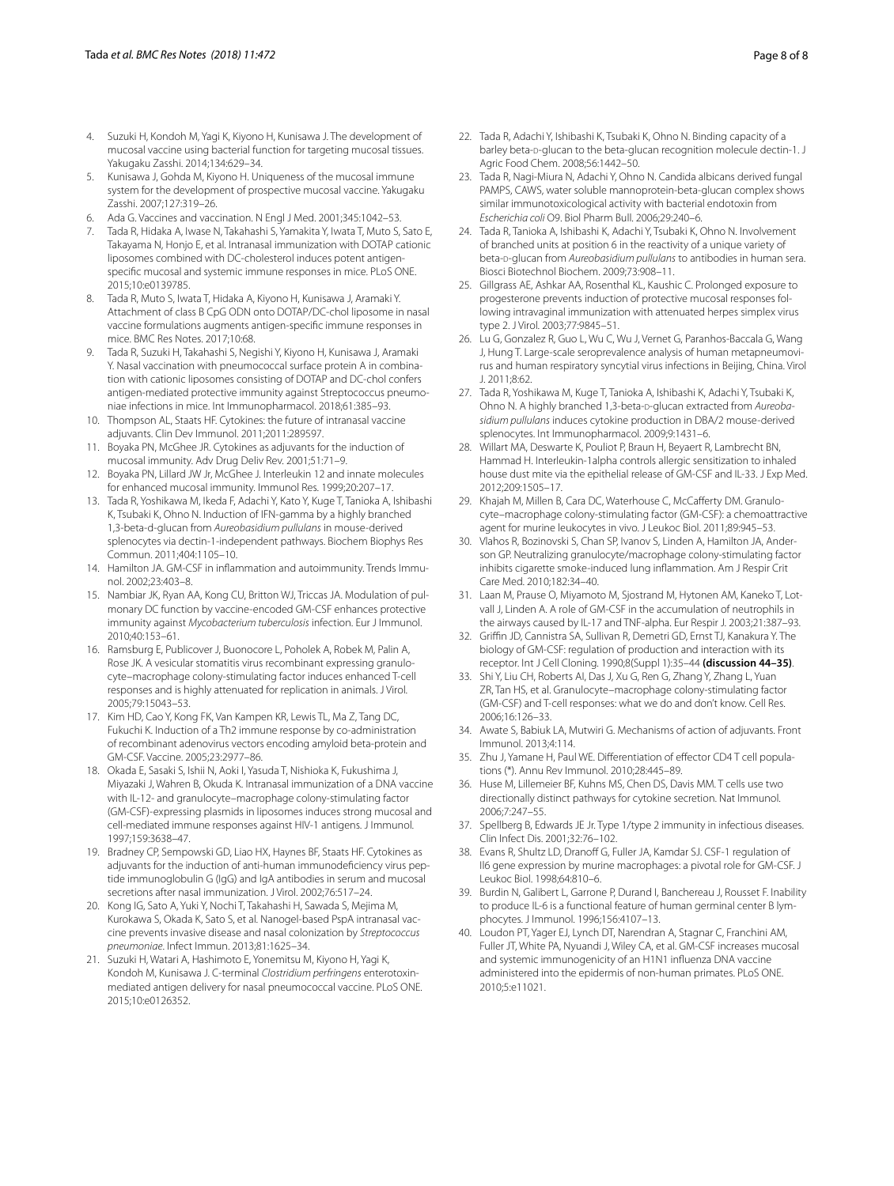4. Suzuki H, Kondoh M, Yagi K, Kiyono H, Kunisawa J. The development of mucosal vaccine using bacterial function for targeting mucosal tissues. Yakugaku Zasshi. 2014;134:629–34.
5. Kunisawa J, Gohda M, Kiyono H. Uniqueness of the mucosal immune system for the development of prospective mucosal vaccine. Yakugaku Zasshi. 2007;127:319–26.
6. Ada G. Vaccines and vaccination. N Engl J Med. 2001;345:1042–53.
7. Tada R, Hidaka A, Iwase N, Takahashi S, Yamakita Y, Iwata T, Muto S, Sato E, Takayama N, Honjo E, et al. Intranasal immunization with DOTAP cationic liposomes combined with DC-cholesterol induces potent antigen-specific mucosal and systemic immune responses in mice. PLoS ONE. 2015;10:e0139785.
8. Tada R, Muto S, Iwata T, Hidaka A, Kiyono H, Kunisawa J, Aramaki Y. Attachment of class B CpG ODN onto DOTAP/DC-chol liposome in nasal vaccine formulations augments antigen-specific immune responses in mice. BMC Res Notes. 2017;10:68.
9. Tada R, Suzuki H, Takahashi S, Negishi Y, Kiyono H, Kunisawa J, Aramaki Y. Nasal vaccination with pneumococcal surface protein A in combination with cationic liposomes consisting of DOTAP and DC-chol confers antigen-mediated protective immunity against Streptococcus pneumoniae infections in mice. Int Immunopharmacol. 2018;61:385–93.
10. Thompson AL, Staats HF. Cytokines: the future of intranasal vaccine adjuvants. Clin Dev Immunol. 2011;2011:289597.
11. Boyaka PN, McGhee JR. Cytokines as adjuvants for the induction of mucosal immunity. Adv Drug Deliv Rev. 2001;51:71–9.
12. Boyaka PN, Lillard JW Jr, McGhee J. Interleukin 12 and innate molecules for enhanced mucosal immunity. Immunol Res. 1999;20:207–17.
13. Tada R, Yoshikawa M, Ikeda F, Adachi Y, Kato Y, Kuge T, Tanioka A, Ishibashi K, Tsubaki K, Ohno N. Induction of IFN-gamma by a highly branched 1,3-beta-d-glucan from *Aureobasidium pullulans* in mouse-derived splenocytes via dectin-1-independent pathways. Biochem Biophys Res Commun. 2011;404:1105–10.
14. Hamilton JA. GM-CSF in inflammation and autoimmunity. Trends Immunol. 2002;23:403–8.
15. Nambiar JK, Ryan AA, Kong CU, Britton WJ, Triccas JA. Modulation of pulmonary DC function by vaccine-encoded GM-CSF enhances protective immunity against *Mycobacterium tuberculosis* infection. Eur J Immunol. 2010;40:153–61.
16. Ramsburg E, Publicover J, Buonocore L, Poholek A, Robek M, Palin A, Rose JK. A vesicular stomatitis virus recombinant expressing granulocyte–macrophage colony-stimulating factor induces enhanced T-cell responses and is highly attenuated for replication in animals. J Virol. 2005;79:15043–53.
17. Kim HD, Cao Y, Kong FK, Van Kampen KR, Lewis TL, Ma Z, Tang DC, Fukuchi K. Induction of a Th2 immune response by co-administration of recombinant adenovirus vectors encoding amyloid beta-protein and GM-CSF. Vaccine. 2005;23:2977–86.
18. Okada E, Sasaki S, Ishii N, Aoki I, Yasuda T, Nishioka K, Fukushima J, Miyazaki J, Wahren B, Okuda K. Intranasal immunization of a DNA vaccine with IL-12- and granulocyte–macrophage colony-stimulating factor (GM-CSF)-expressing plasmids in liposomes induces strong mucosal and cell-mediated immune responses against HIV-1 antigens. J Immunol. 1997;159:3638–47.
19. Bradney CP, Sempowski GD, Liao HX, Haynes BF, Staats HF. Cytokines as adjuvants for the induction of anti-human immunodeficiency virus peptide immunoglobulin G (IgG) and IgA antibodies in serum and mucosal secretions after nasal immunization. J Virol. 2002;76:517–24.
20. Kong IG, Sato A, Yuki Y, Nochi T, Takahashi H, Sawada S, Mejima M, Kurokawa S, Okada K, Sato S, et al. Nanogel-based PspA intranasal vaccine prevents invasive disease and nasal colonization by *Streptococcus pneumoniae*. Infect Immun. 2013;81:1625–34.
21. Suzuki H, Watari A, Hashimoto E, Yonemitsu M, Kiyono H, Yagi K, Kondoh M, Kunisawa J. C-terminal *Clostridium perfringens* enterotoxin-mediated antigen delivery for nasal pneumococcal vaccine. PLoS ONE. 2015;10:e0126352.
22. Tada R, Adachi Y, Ishibashi K, Tsubaki K, Ohno N. Binding capacity of a barley beta-D-glucan to the beta-glucan recognition molecule dectin-1. J Agric Food Chem. 2008;56:1442–50.
23. Tada R, Nagi-Miura N, Adachi Y, Ohno N. Candida albicans derived fungal PAMPS, CAWS, water soluble mannoprotein-beta-glucan complex shows similar immunotoxicological activity with bacterial endotoxin from *Escherichia coli* O9. Biol Pharm Bull. 2006;29:240–6.
24. Tada R, Tanioka A, Ishibashi K, Adachi Y, Tsubaki K, Ohno N. Involvement of branched units at position 6 in the reactivity of a unique variety of beta-D-glucan from *Aureobasidium pullulans* to antibodies in human sera. Biosci Biotechnol Biochem. 2009;73:908–11.
25. Gillgrass AE, Ashkar AA, Rosenthal KL, Kaushic C. Prolonged exposure to progesterone prevents induction of protective mucosal responses following intravaginal immunization with attenuated herpes simplex virus type 2. J Virol. 2003;77:9845–51.
26. Lu G, Gonzalez R, Guo L, Wu C, Wu J, Vernet G, Paranhos-Baccala G, Wang J, Hung T. Large-scale seroprevalence analysis of human metapneumovirus and human respiratory syncytial virus infections in Beijing, China. Virol J. 2011;8:62.
27. Tada R, Yoshikawa M, Kuge T, Tanioka A, Ishibashi K, Adachi Y, Tsubaki K, Ohno N. A highly branched 1,3-beta-D-glucan extracted from *Aureobasidium pullulans* induces cytokine production in DBA/2 mouse-derived splenocytes. Int Immunopharmacol. 2009;9:1431–6.
28. Willart MA, Deswarte K, Pouliot P, Braun H, Beyaert R, Lambrecht BN, Hammad H. Interleukin-1alpha controls allergic sensitization to inhaled house dust mite via the epithelial release of GM-CSF and IL-33. J Exp Med. 2012;209:1505–17.
29. Khajah M, Millen B, Cara DC, Waterhouse C, McCafferty DM. Granulocyte–macrophage colony-stimulating factor (GM-CSF): a chemoattractive agent for murine leukocytes in vivo. J Leukoc Biol. 2011;89:945–53.
30. Vlahos R, Bozinovski S, Chan SP, Ivanov S, Linden A, Hamilton JA, Anderson GP. Neutralizing granulocyte/macrophage colony-stimulating factor inhibits cigarette smoke-induced lung inflammation. Am J Respir Crit Care Med. 2010;182:34–40.
31. Laan M, Prause O, Miyamoto M, Sjostrand M, Hytonen AM, Kaneko T, Lotvall J, Linden A. A role of GM-CSF in the accumulation of neutrophils in the airways caused by IL-17 and TNF-alpha. Eur Respir J. 2003;21:387–93.
32. Griffin JD, Cannistra SA, Sullivan R, Demetri GD, Ernst TJ, Kanakura Y. The biology of GM-CSF: regulation of production and interaction with its receptor. Int J Cell Cloning. 1990;8(Suppl 1):35–44 **(discussion 44–35)**.
33. Shi Y, Liu CH, Roberts AI, Das J, Xu G, Ren G, Zhang Y, Zhang L, Yuan ZR, Tan HS, et al. Granulocyte–macrophage colony-stimulating factor (GM-CSF) and T-cell responses: what we do and don't know. Cell Res. 2006;16:126–33.
34. Awate S, Babiuk LA, Mutwiri G. Mechanisms of action of adjuvants. Front Immunol. 2013;4:114.
35. Zhu J, Yamane H, Paul WE. Differentiation of effector CD4 T cell populations (*). Annu Rev Immunol. 2010;28:445–89.
36. Huse M, Lillemeier BF, Kuhns MS, Chen DS, Davis MM. T cells use two directionally distinct pathways for cytokine secretion. Nat Immunol. 2006;7:247–55.
37. Spellberg B, Edwards JE Jr. Type 1/type 2 immunity in infectious diseases. Clin Infect Dis. 2001;32:76–102.
38. Evans R, Shultz LD, Dranoff G, Fuller JA, Kamdar SJ. CSF-1 regulation of Il6 gene expression by murine macrophages: a pivotal role for GM-CSF. J Leukoc Biol. 1998;64:810–6.
39. Burdin N, Galibert L, Garrone P, Durand I, Banchereau J, Rousset F. Inability to produce IL-6 is a functional feature of human germinal center B lymphocytes. J Immunol. 1996;156:4107–13.
40. Loudon PT, Yager EJ, Lynch DT, Narendran A, Stagnar C, Franchini AM, Fuller JT, White PA, Nyuandi J, Wiley CA, et al. GM-CSF increases mucosal and systemic immunogenicity of an H1N1 influenza DNA vaccine administered into the epidermis of non-human primates. PLoS ONE. 2010;5:e11021.